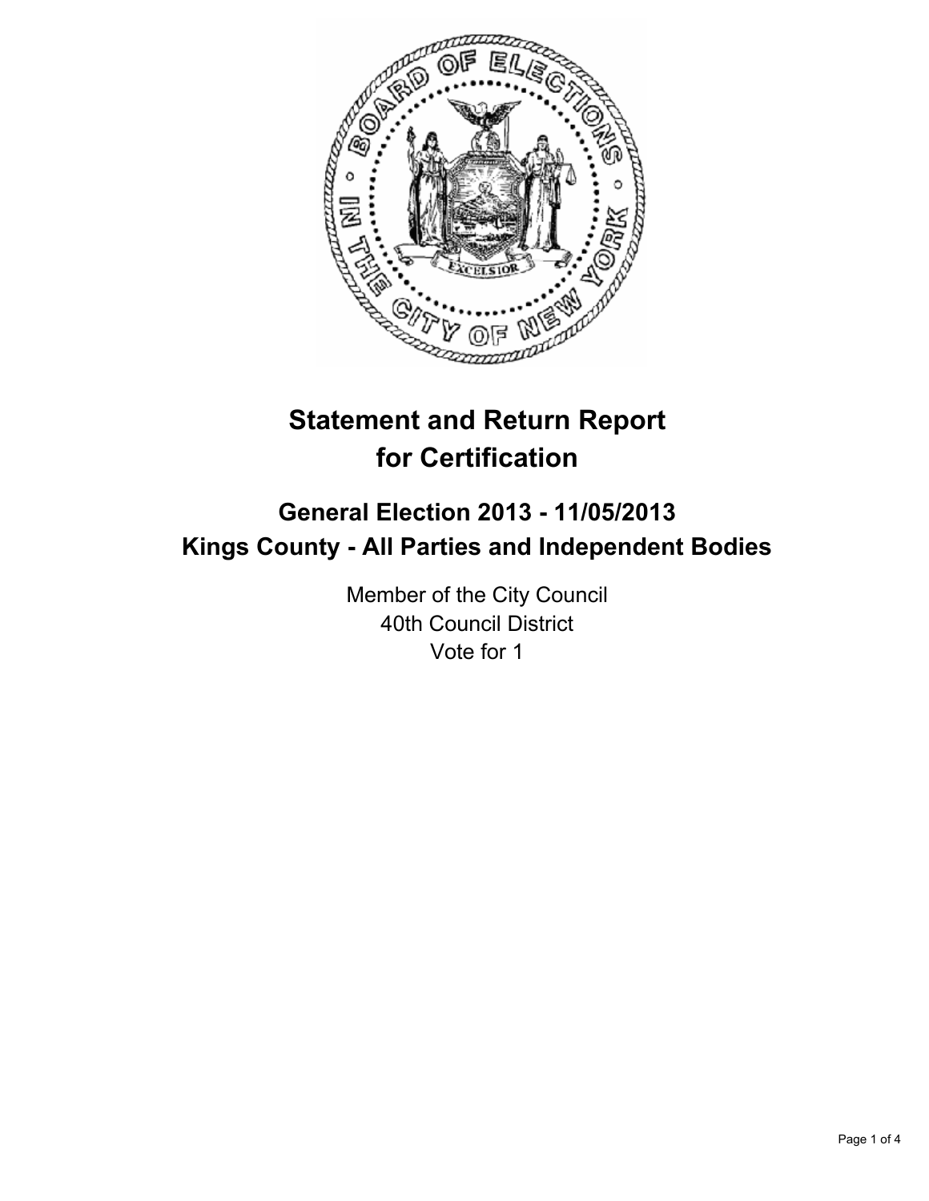# Statement and Return Report for Certification

## General Election 2013 - 11/05/2013
## Kings County - All Parties and Independent Bodies

Member of the City Council
40th Council District
Vote for 1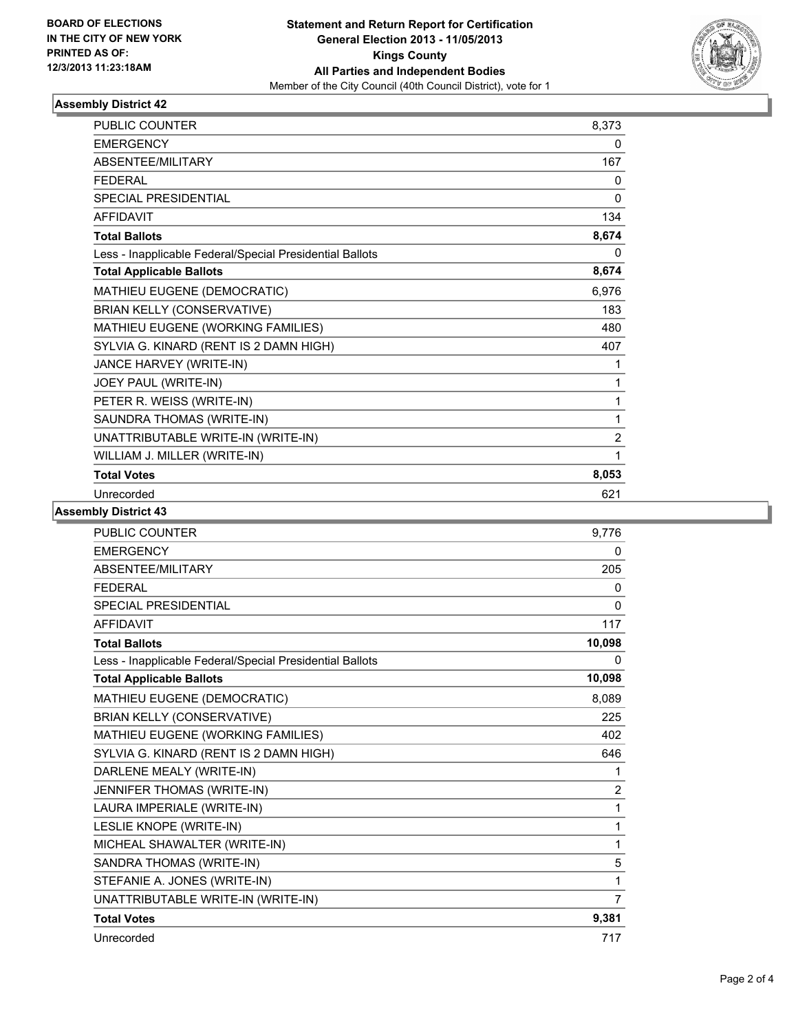BOARD OF ELECTIONS
IN THE CITY OF NEW YORK
PRINTED AS OF:
12/3/2013 11:23:18AM

**Statement and Return Report for Certification**
**General Election 2013 - 11/05/2013**
**Kings County**
**All Parties and Independent Bodies**
Member of the City Council (40th Council District), vote for 1

### Assembly District 42

| | |
|---|---|
| PUBLIC COUNTER | 8,373 |
| EMERGENCY | 0 |
| ABSENTEE/MILITARY | 167 |
| FEDERAL | 0 |
| SPECIAL PRESIDENTIAL | 0 |
| AFFIDAVIT | 134 |
| **Total Ballots** | **8,674** |
| Less - Inapplicable Federal/Special Presidential Ballots | 0 |
| **Total Applicable Ballots** | **8,674** |
| MATHIEU EUGENE (DEMOCRATIC) | 6,976 |
| BRIAN KELLY (CONSERVATIVE) | 183 |
| MATHIEU EUGENE (WORKING FAMILIES) | 480 |
| SYLVIA G. KINARD (RENT IS 2 DAMN HIGH) | 407 |
| JANCE HARVEY (WRITE-IN) | 1 |
| JOEY PAUL (WRITE-IN) | 1 |
| PETER R. WEISS (WRITE-IN) | 1 |
| SAUNDRA THOMAS (WRITE-IN) | 1 |
| UNATTRIBUTABLE WRITE-IN (WRITE-IN) | 2 |
| WILLIAM J. MILLER (WRITE-IN) | 1 |
| **Total Votes** | **8,053** |
| Unrecorded | 621 |

### Assembly District 43

| | |
|---|---|
| PUBLIC COUNTER | 9,776 |
| EMERGENCY | 0 |
| ABSENTEE/MILITARY | 205 |
| FEDERAL | 0 |
| SPECIAL PRESIDENTIAL | 0 |
| AFFIDAVIT | 117 |
| **Total Ballots** | **10,098** |
| Less - Inapplicable Federal/Special Presidential Ballots | 0 |
| **Total Applicable Ballots** | **10,098** |
| MATHIEU EUGENE (DEMOCRATIC) | 8,089 |
| BRIAN KELLY (CONSERVATIVE) | 225 |
| MATHIEU EUGENE (WORKING FAMILIES) | 402 |
| SYLVIA G. KINARD (RENT IS 2 DAMN HIGH) | 646 |
| DARLENE MEALY (WRITE-IN) | 1 |
| JENNIFER THOMAS (WRITE-IN) | 2 |
| LAURA IMPERIALE (WRITE-IN) | 1 |
| LESLIE KNOPE (WRITE-IN) | 1 |
| MICHEAL SHAWALTER (WRITE-IN) | 1 |
| SANDRA THOMAS (WRITE-IN) | 5 |
| STEFANIE A. JONES (WRITE-IN) | 1 |
| UNATTRIBUTABLE WRITE-IN (WRITE-IN) | 7 |
| **Total Votes** | **9,381** |
| Unrecorded | 717 |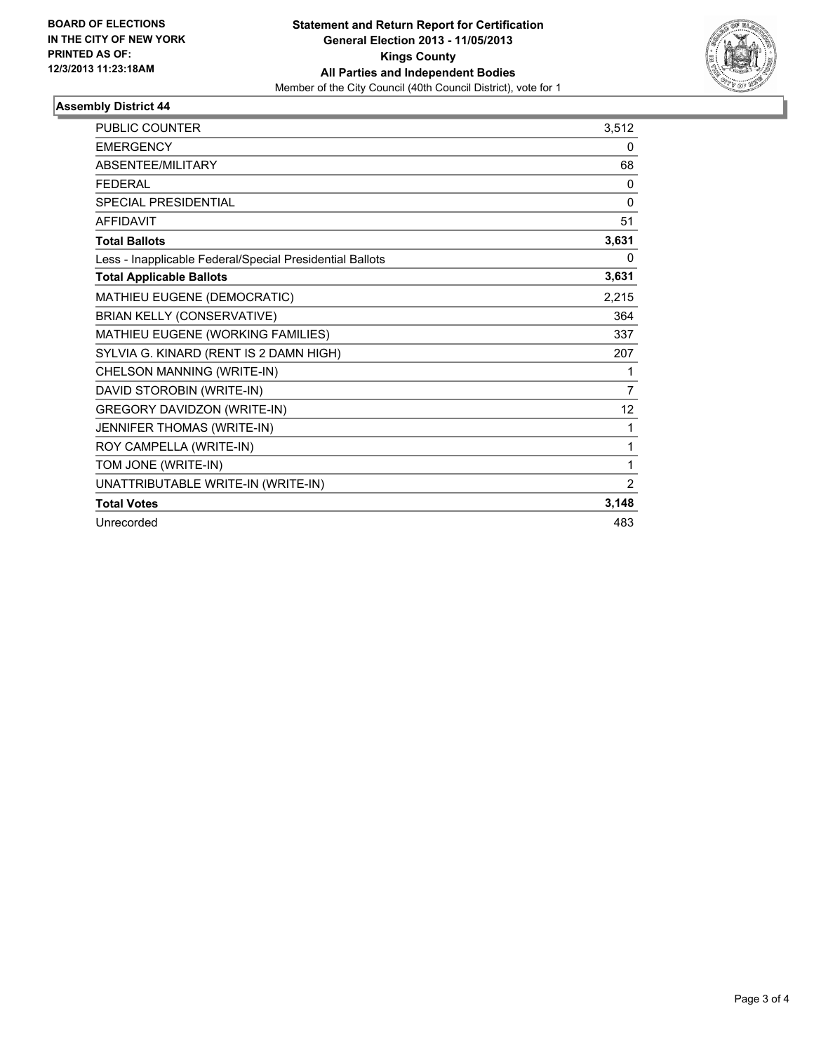**BOARD OF ELECTIONS IN THE CITY OF NEW YORK PRINTED AS OF: 12/3/2013 11:23:18AM**

**Statement and Return Report for Certification**
**General Election 2013 - 11/05/2013**
**Kings County**
**All Parties and Independent Bodies**
Member of the City Council (40th Council District), vote for 1

### Assembly District 44

| | |
|---|---|
| PUBLIC COUNTER | 3,512 |
| EMERGENCY | 0 |
| ABSENTEE/MILITARY | 68 |
| FEDERAL | 0 |
| SPECIAL PRESIDENTIAL | 0 |
| AFFIDAVIT | 51 |
| **Total Ballots** | **3,631** |
| Less - Inapplicable Federal/Special Presidential Ballots | 0 |
| **Total Applicable Ballots** | **3,631** |
| MATHIEU EUGENE (DEMOCRATIC) | 2,215 |
| BRIAN KELLY (CONSERVATIVE) | 364 |
| MATHIEU EUGENE (WORKING FAMILIES) | 337 |
| SYLVIA G. KINARD (RENT IS 2 DAMN HIGH) | 207 |
| CHELSON MANNING (WRITE-IN) | 1 |
| DAVID STOROBIN (WRITE-IN) | 7 |
| GREGORY DAVIDZON (WRITE-IN) | 12 |
| JENNIFER THOMAS (WRITE-IN) | 1 |
| ROY CAMPELLA (WRITE-IN) | 1 |
| TOM JONE (WRITE-IN) | 1 |
| UNATTRIBUTABLE WRITE-IN (WRITE-IN) | 2 |
| **Total Votes** | **3,148** |
| Unrecorded | 483 |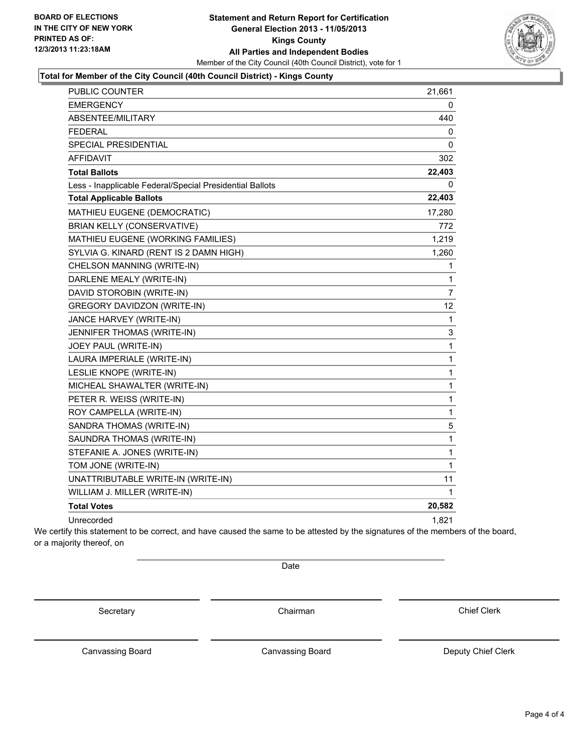**BOARD OF ELECTIONS IN THE CITY OF NEW YORK PRINTED AS OF: 12/3/2013 11:23:18AM**

**Statement and Return Report for Certification General Election 2013 - 11/05/2013 Kings County All Parties and Independent Bodies**

Member of the City Council (40th Council District), vote for 1

### Total for Member of the City Council (40th Council District) - Kings County

| | |
|---|---|
| PUBLIC COUNTER | 21,661 |
| EMERGENCY | 0 |
| ABSENTEE/MILITARY | 440 |
| FEDERAL | 0 |
| SPECIAL PRESIDENTIAL | 0 |
| AFFIDAVIT | 302 |
| **Total Ballots** | **22,403** |
| Less - Inapplicable Federal/Special Presidential Ballots | 0 |
| **Total Applicable Ballots** | **22,403** |
| MATHIEU EUGENE (DEMOCRATIC) | 17,280 |
| BRIAN KELLY (CONSERVATIVE) | 772 |
| MATHIEU EUGENE (WORKING FAMILIES) | 1,219 |
| SYLVIA G. KINARD (RENT IS 2 DAMN HIGH) | 1,260 |
| CHELSON MANNING (WRITE-IN) | 1 |
| DARLENE MEALY (WRITE-IN) | 1 |
| DAVID STOROBIN (WRITE-IN) | 7 |
| GREGORY DAVIDZON (WRITE-IN) | 12 |
| JANCE HARVEY (WRITE-IN) | 1 |
| JENNIFER THOMAS (WRITE-IN) | 3 |
| JOEY PAUL (WRITE-IN) | 1 |
| LAURA IMPERIALE (WRITE-IN) | 1 |
| LESLIE KNOPE (WRITE-IN) | 1 |
| MICHEAL SHAWALTER (WRITE-IN) | 1 |
| PETER R. WEISS (WRITE-IN) | 1 |
| ROY CAMPELLA (WRITE-IN) | 1 |
| SANDRA THOMAS (WRITE-IN) | 5 |
| SAUNDRA THOMAS (WRITE-IN) | 1 |
| STEFANIE A. JONES (WRITE-IN) | 1 |
| TOM JONE (WRITE-IN) | 1 |
| UNATTRIBUTABLE WRITE-IN (WRITE-IN) | 11 |
| WILLIAM J. MILLER (WRITE-IN) | 1 |
| **Total Votes** | **20,582** |
| Unrecorded | 1,821 |

We certify this statement to be correct, and have caused the same to be attested by the signatures of the members of the board, or a majority thereof, on

Date

Secretary | Chairman | Chief Clerk

Canvassing Board | Canvassing Board | Deputy Chief Clerk